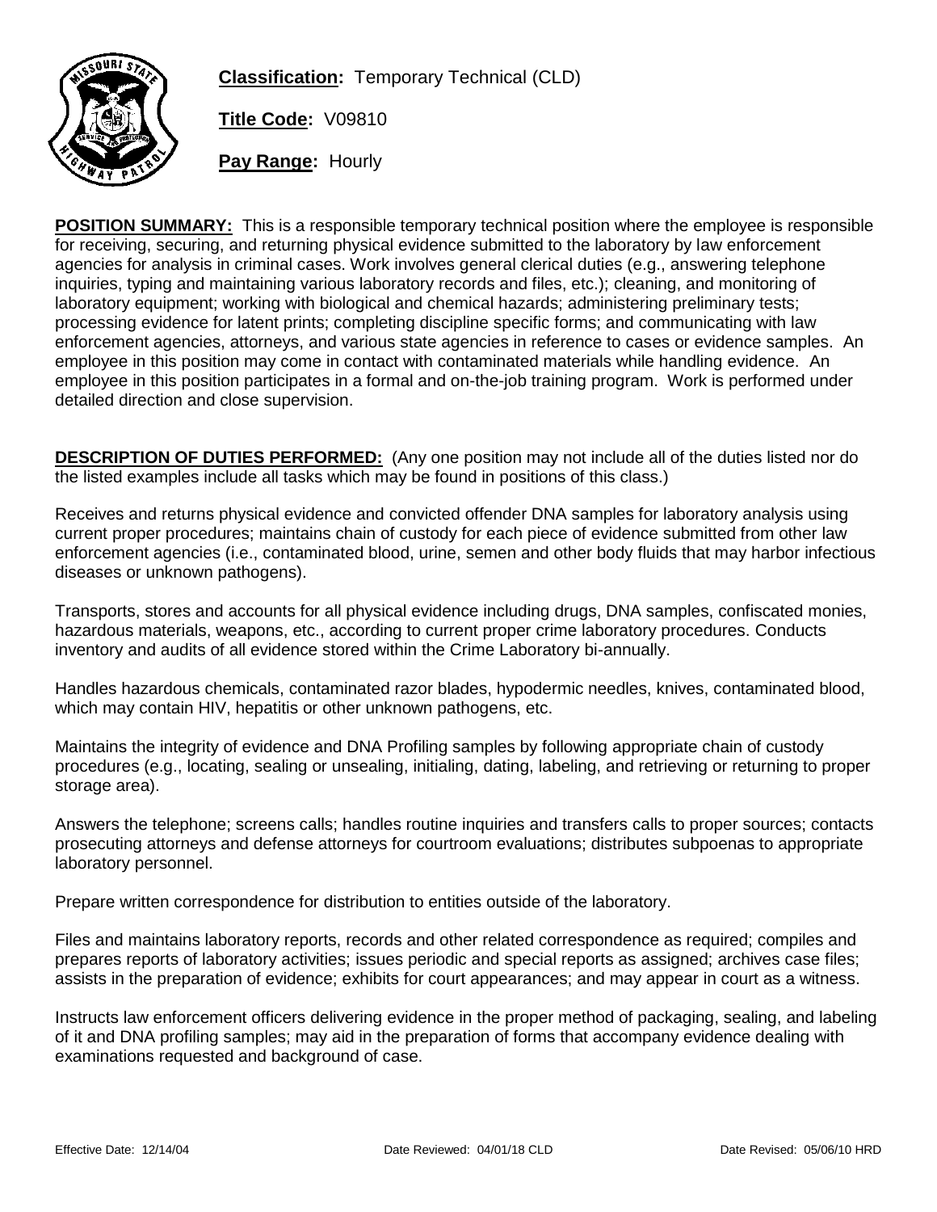**Classification:** Temporary Technical (CLD)

**Title Code:** V09810

**Pay Range:** Hourly

**POSITION SUMMARY:** This is a responsible temporary technical position where the employee is responsible for receiving, securing, and returning physical evidence submitted to the laboratory by law enforcement agencies for analysis in criminal cases. Work involves general clerical duties (e.g., answering telephone inquiries, typing and maintaining various laboratory records and files, etc.); cleaning, and monitoring of laboratory equipment; working with biological and chemical hazards; administering preliminary tests; processing evidence for latent prints; completing discipline specific forms; and communicating with law enforcement agencies, attorneys, and various state agencies in reference to cases or evidence samples. An employee in this position may come in contact with contaminated materials while handling evidence. An employee in this position participates in a formal and on-the-job training program. Work is performed under detailed direction and close supervision.

**DESCRIPTION OF DUTIES PERFORMED:** (Any one position may not include all of the duties listed nor do the listed examples include all tasks which may be found in positions of this class.)

Receives and returns physical evidence and convicted offender DNA samples for laboratory analysis using current proper procedures; maintains chain of custody for each piece of evidence submitted from other law enforcement agencies (i.e., contaminated blood, urine, semen and other body fluids that may harbor infectious diseases or unknown pathogens).

Transports, stores and accounts for all physical evidence including drugs, DNA samples, confiscated monies, hazardous materials, weapons, etc., according to current proper crime laboratory procedures. Conducts inventory and audits of all evidence stored within the Crime Laboratory bi-annually.

Handles hazardous chemicals, contaminated razor blades, hypodermic needles, knives, contaminated blood, which may contain HIV, hepatitis or other unknown pathogens, etc.

Maintains the integrity of evidence and DNA Profiling samples by following appropriate chain of custody procedures (e.g., locating, sealing or unsealing, initialing, dating, labeling, and retrieving or returning to proper storage area).

Answers the telephone; screens calls; handles routine inquiries and transfers calls to proper sources; contacts prosecuting attorneys and defense attorneys for courtroom evaluations; distributes subpoenas to appropriate laboratory personnel.

Prepare written correspondence for distribution to entities outside of the laboratory.

Files and maintains laboratory reports, records and other related correspondence as required; compiles and prepares reports of laboratory activities; issues periodic and special reports as assigned; archives case files; assists in the preparation of evidence; exhibits for court appearances; and may appear in court as a witness.

Instructs law enforcement officers delivering evidence in the proper method of packaging, sealing, and labeling of it and DNA profiling samples; may aid in the preparation of forms that accompany evidence dealing with examinations requested and background of case.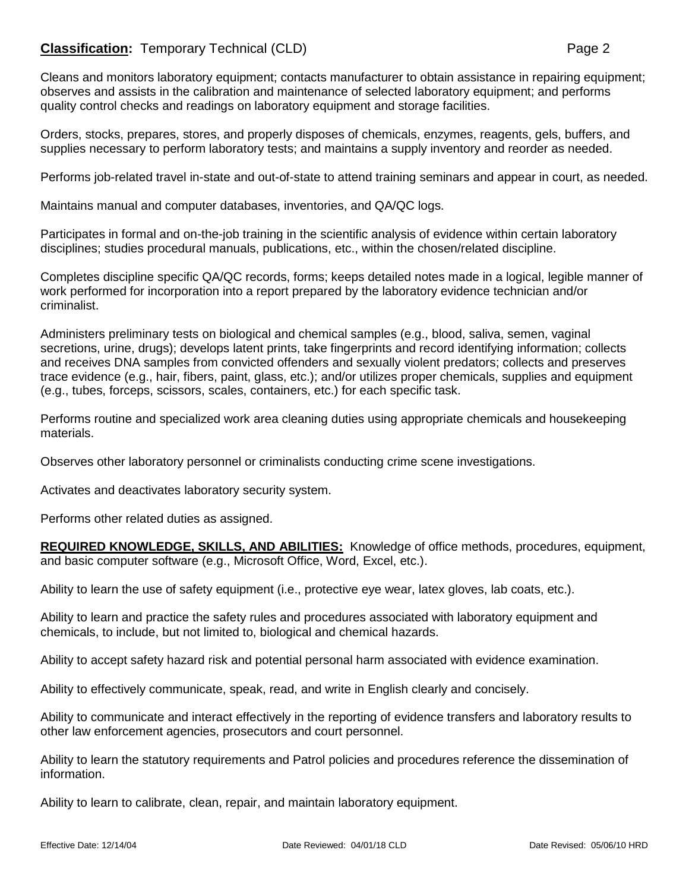Cleans and monitors laboratory equipment; contacts manufacturer to obtain assistance in repairing equipment; observes and assists in the calibration and maintenance of selected laboratory equipment; and performs quality control checks and readings on laboratory equipment and storage facilities.

Orders, stocks, prepares, stores, and properly disposes of chemicals, enzymes, reagents, gels, buffers, and supplies necessary to perform laboratory tests; and maintains a supply inventory and reorder as needed.

Performs job-related travel in-state and out-of-state to attend training seminars and appear in court, as needed.

Maintains manual and computer databases, inventories, and QA/QC logs.

Participates in formal and on-the-job training in the scientific analysis of evidence within certain laboratory disciplines; studies procedural manuals, publications, etc., within the chosen/related discipline.

Completes discipline specific QA/QC records, forms; keeps detailed notes made in a logical, legible manner of work performed for incorporation into a report prepared by the laboratory evidence technician and/or criminalist.

Administers preliminary tests on biological and chemical samples (e.g., blood, saliva, semen, vaginal secretions, urine, drugs); develops latent prints, take fingerprints and record identifying information; collects and receives DNA samples from convicted offenders and sexually violent predators; collects and preserves trace evidence (e.g., hair, fibers, paint, glass, etc.); and/or utilizes proper chemicals, supplies and equipment (e.g., tubes, forceps, scissors, scales, containers, etc.) for each specific task.

Performs routine and specialized work area cleaning duties using appropriate chemicals and housekeeping materials.

Observes other laboratory personnel or criminalists conducting crime scene investigations.

Activates and deactivates laboratory security system.

Performs other related duties as assigned.

**REQUIRED KNOWLEDGE, SKILLS, AND ABILITIES:** Knowledge of office methods, procedures, equipment, and basic computer software (e.g., Microsoft Office, Word, Excel, etc.).

Ability to learn the use of safety equipment (i.e., protective eye wear, latex gloves, lab coats, etc.).

Ability to learn and practice the safety rules and procedures associated with laboratory equipment and chemicals, to include, but not limited to, biological and chemical hazards.

Ability to accept safety hazard risk and potential personal harm associated with evidence examination.

Ability to effectively communicate, speak, read, and write in English clearly and concisely.

Ability to communicate and interact effectively in the reporting of evidence transfers and laboratory results to other law enforcement agencies, prosecutors and court personnel.

Ability to learn the statutory requirements and Patrol policies and procedures reference the dissemination of information.

Ability to learn to calibrate, clean, repair, and maintain laboratory equipment.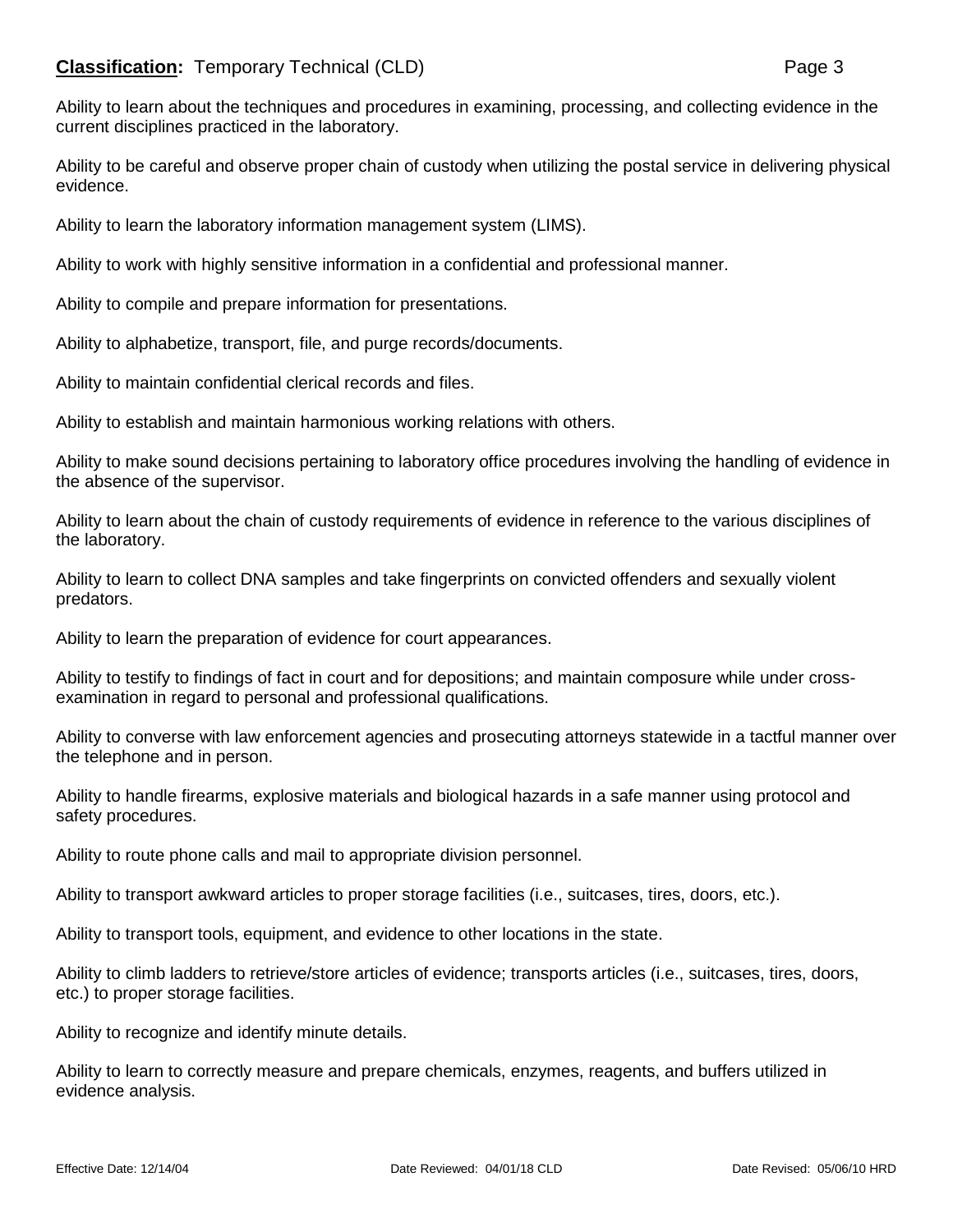Ability to learn about the techniques and procedures in examining, processing, and collecting evidence in the current disciplines practiced in the laboratory.

Ability to be careful and observe proper chain of custody when utilizing the postal service in delivering physical evidence.

Ability to learn the laboratory information management system (LIMS).

Ability to work with highly sensitive information in a confidential and professional manner.

Ability to compile and prepare information for presentations.

Ability to alphabetize, transport, file, and purge records/documents.

Ability to maintain confidential clerical records and files.

Ability to establish and maintain harmonious working relations with others.

Ability to make sound decisions pertaining to laboratory office procedures involving the handling of evidence in the absence of the supervisor.

Ability to learn about the chain of custody requirements of evidence in reference to the various disciplines of the laboratory.

Ability to learn to collect DNA samples and take fingerprints on convicted offenders and sexually violent predators.

Ability to learn the preparation of evidence for court appearances.

Ability to testify to findings of fact in court and for depositions; and maintain composure while under cross-examination in regard to personal and professional qualifications.

Ability to converse with law enforcement agencies and prosecuting attorneys statewide in a tactful manner over the telephone and in person.

Ability to handle firearms, explosive materials and biological hazards in a safe manner using protocol and safety procedures.

Ability to route phone calls and mail to appropriate division personnel.

Ability to transport awkward articles to proper storage facilities (i.e., suitcases, tires, doors, etc.).

Ability to transport tools, equipment, and evidence to other locations in the state.

Ability to climb ladders to retrieve/store articles of evidence; transports articles (i.e., suitcases, tires, doors, etc.) to proper storage facilities.

Ability to recognize and identify minute details.

Ability to learn to correctly measure and prepare chemicals, enzymes, reagents, and buffers utilized in evidence analysis.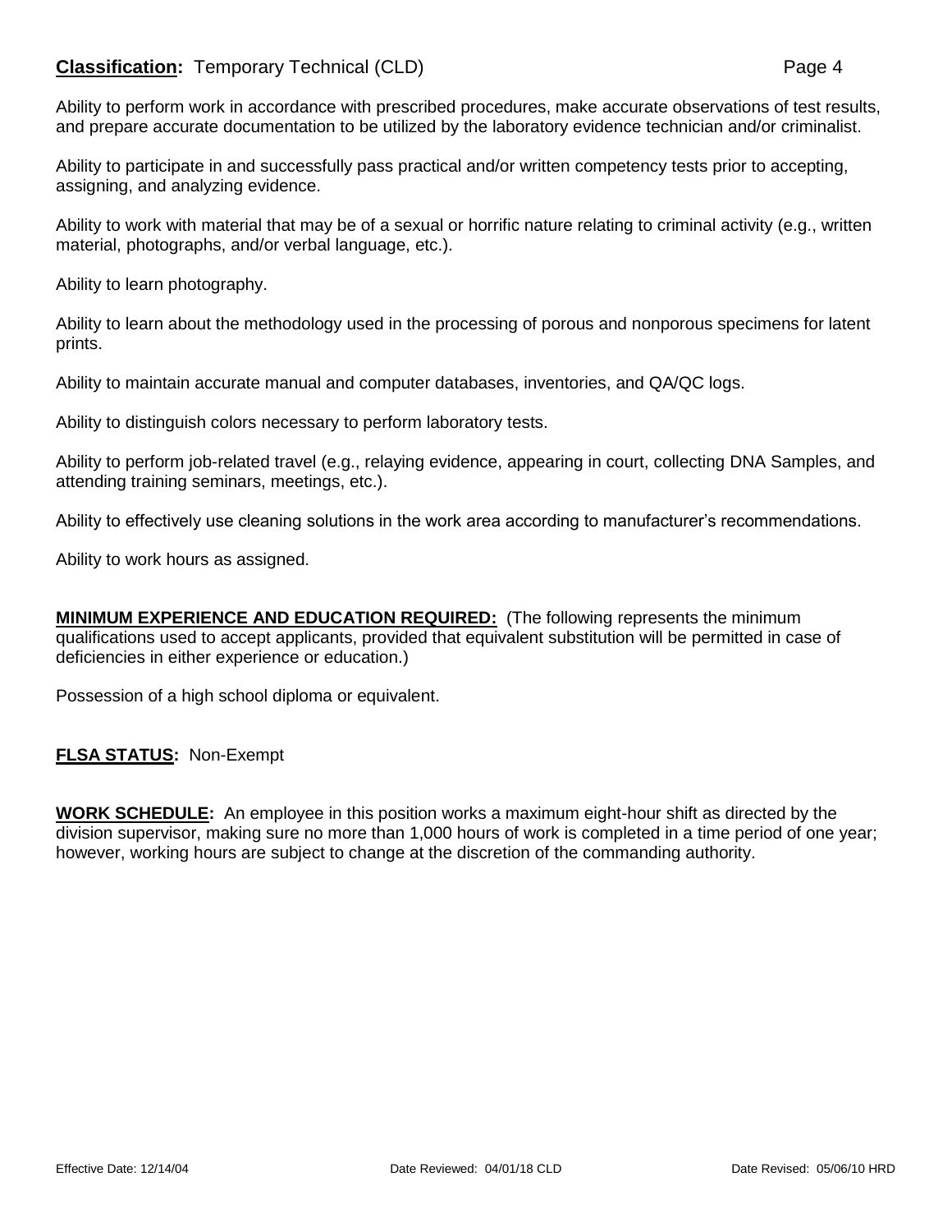Ability to perform work in accordance with prescribed procedures, make accurate observations of test results, and prepare accurate documentation to be utilized by the laboratory evidence technician and/or criminalist.

Ability to participate in and successfully pass practical and/or written competency tests prior to accepting, assigning, and analyzing evidence.

Ability to work with material that may be of a sexual or horrific nature relating to criminal activity (e.g., written material, photographs, and/or verbal language, etc.).

Ability to learn photography.

Ability to learn about the methodology used in the processing of porous and nonporous specimens for latent prints.

Ability to maintain accurate manual and computer databases, inventories, and QA/QC logs.

Ability to distinguish colors necessary to perform laboratory tests.

Ability to perform job-related travel (e.g., relaying evidence, appearing in court, collecting DNA Samples, and attending training seminars, meetings, etc.).

Ability to effectively use cleaning solutions in the work area according to manufacturer's recommendations.

Ability to work hours as assigned.

**MINIMUM EXPERIENCE AND EDUCATION REQUIRED:** (The following represents the minimum qualifications used to accept applicants, provided that equivalent substitution will be permitted in case of deficiencies in either experience or education.)

Possession of a high school diploma or equivalent.

**FLSA STATUS:** Non-Exempt

**WORK SCHEDULE:** An employee in this position works a maximum eight-hour shift as directed by the division supervisor, making sure no more than 1,000 hours of work is completed in a time period of one year; however, working hours are subject to change at the discretion of the commanding authority.

Effective Date: 12/14/04 Date Reviewed: 04/01/18 CLD Date Revised: 05/06/10 HRD